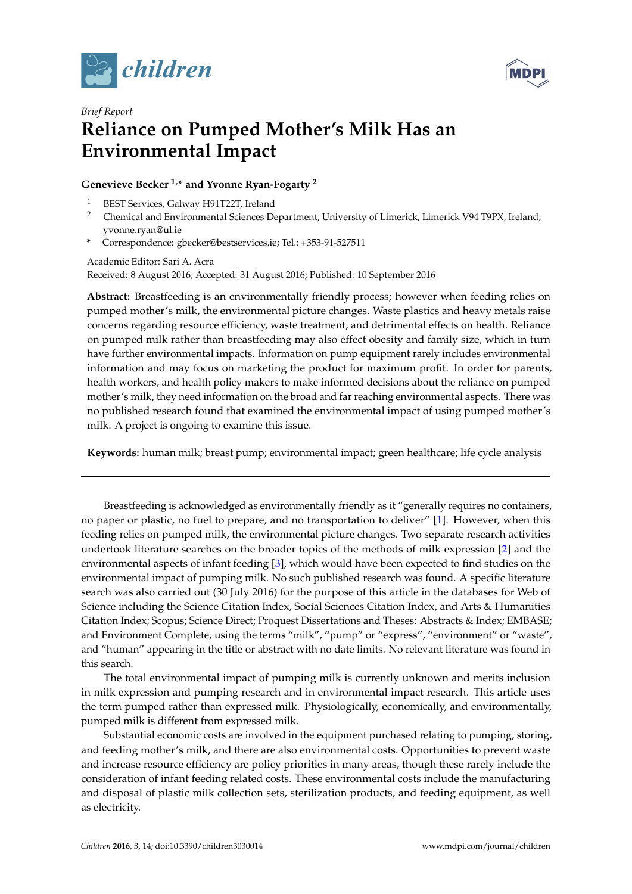*Brief Report*

# Reliance on Pumped Mother's Milk Has an Environmental Impact

**Genevieve Becker [1,*] and Yvonne Ryan-Fogarty [2]**

1. BEST Services, Galway H91T22T, Ireland
2. Chemical and Environmental Sciences Department, University of Limerick, Limerick V94 T9PX, Ireland; yvonne.ryan@ul.ie

\* Correspondence: gbecker@bestservices.ie; Tel.: +353-91-527511

Academic Editor: Sari A. Acra

Received: 8 August 2016; Accepted: 31 August 2016; Published: 10 September 2016

**Abstract:** Breastfeeding is an environmentally friendly process; however when feeding relies on pumped mother's milk, the environmental picture changes. Waste plastics and heavy metals raise concerns regarding resource efficiency, waste treatment, and detrimental effects on health. Reliance on pumped milk rather than breastfeeding may also effect obesity and family size, which in turn have further environmental impacts. Information on pump equipment rarely includes environmental information and may focus on marketing the product for maximum profit. In order for parents, health workers, and health policy makers to make informed decisions about the reliance on pumped mother's milk, they need information on the broad and far reaching environmental aspects. There was no published research found that examined the environmental impact of using pumped mother's milk. A project is ongoing to examine this issue.

**Keywords:** human milk; breast pump; environmental impact; green healthcare; life cycle analysis

---

Breastfeeding is acknowledged as environmentally friendly as it "generally requires no containers, no paper or plastic, no fuel to prepare, and no transportation to deliver" [1]. However, when this feeding relies on pumped milk, the environmental picture changes. Two separate research activities undertook literature searches on the broader topics of the methods of milk expression [2] and the environmental aspects of infant feeding [3], which would have been expected to find studies on the environmental impact of pumping milk. No such published research was found. A specific literature search was also carried out (30 July 2016) for the purpose of this article in the databases for Web of Science including the Science Citation Index, Social Sciences Citation Index, and Arts & Humanities Citation Index; Scopus; Science Direct; Proquest Dissertations and Theses: Abstracts & Index; EMBASE; and Environment Complete, using the terms "milk", "pump" or "express", "environment" or "waste", and "human" appearing in the title or abstract with no date limits. No relevant literature was found in this search.

The total environmental impact of pumping milk is currently unknown and merits inclusion in milk expression and pumping research and in environmental impact research. This article uses the term pumped rather than expressed milk. Physiologically, economically, and environmentally, pumped milk is different from expressed milk.

Substantial economic costs are involved in the equipment purchased relating to pumping, storing, and feeding mother's milk, and there are also environmental costs. Opportunities to prevent waste and increase resource efficiency are policy priorities in many areas, though these rarely include the consideration of infant feeding related costs. These environmental costs include the manufacturing and disposal of plastic milk collection sets, sterilization products, and feeding equipment, as well as electricity.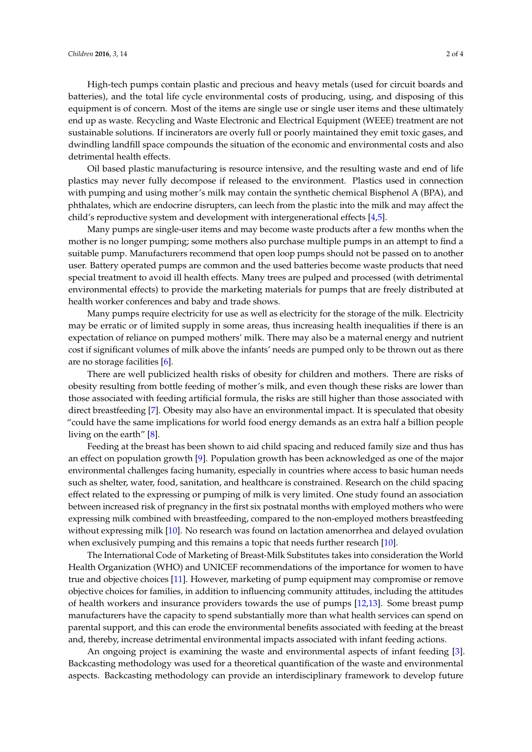High-tech pumps contain plastic and precious and heavy metals (used for circuit boards and batteries), and the total life cycle environmental costs of producing, using, and disposing of this equipment is of concern. Most of the items are single use or single user items and these ultimately end up as waste. Recycling and Waste Electronic and Electrical Equipment (WEEE) treatment are not sustainable solutions. If incinerators are overly full or poorly maintained they emit toxic gases, and dwindling landfill space compounds the situation of the economic and environmental costs and also detrimental health effects.

Oil based plastic manufacturing is resource intensive, and the resulting waste and end of life plastics may never fully decompose if released to the environment. Plastics used in connection with pumping and using mother's milk may contain the synthetic chemical Bisphenol A (BPA), and phthalates, which are endocrine disrupters, can leech from the plastic into the milk and may affect the child's reproductive system and development with intergenerational effects [4,5].

Many pumps are single-user items and may become waste products after a few months when the mother is no longer pumping; some mothers also purchase multiple pumps in an attempt to find a suitable pump. Manufacturers recommend that open loop pumps should not be passed on to another user. Battery operated pumps are common and the used batteries become waste products that need special treatment to avoid ill health effects. Many trees are pulped and processed (with detrimental environmental effects) to provide the marketing materials for pumps that are freely distributed at health worker conferences and baby and trade shows.

Many pumps require electricity for use as well as electricity for the storage of the milk. Electricity may be erratic or of limited supply in some areas, thus increasing health inequalities if there is an expectation of reliance on pumped mothers' milk. There may also be a maternal energy and nutrient cost if significant volumes of milk above the infants' needs are pumped only to be thrown out as there are no storage facilities [6].

There are well publicized health risks of obesity for children and mothers. There are risks of obesity resulting from bottle feeding of mother's milk, and even though these risks are lower than those associated with feeding artificial formula, the risks are still higher than those associated with direct breastfeeding [7]. Obesity may also have an environmental impact. It is speculated that obesity "could have the same implications for world food energy demands as an extra half a billion people living on the earth" [8].

Feeding at the breast has been shown to aid child spacing and reduced family size and thus has an effect on population growth [9]. Population growth has been acknowledged as one of the major environmental challenges facing humanity, especially in countries where access to basic human needs such as shelter, water, food, sanitation, and healthcare is constrained. Research on the child spacing effect related to the expressing or pumping of milk is very limited. One study found an association between increased risk of pregnancy in the first six postnatal months with employed mothers who were expressing milk combined with breastfeeding, compared to the non-employed mothers breastfeeding without expressing milk [10]. No research was found on lactation amenorrhea and delayed ovulation when exclusively pumping and this remains a topic that needs further research [10].

The International Code of Marketing of Breast-Milk Substitutes takes into consideration the World Health Organization (WHO) and UNICEF recommendations of the importance for women to have true and objective choices [11]. However, marketing of pump equipment may compromise or remove objective choices for families, in addition to influencing community attitudes, including the attitudes of health workers and insurance providers towards the use of pumps [12,13]. Some breast pump manufacturers have the capacity to spend substantially more than what health services can spend on parental support, and this can erode the environmental benefits associated with feeding at the breast and, thereby, increase detrimental environmental impacts associated with infant feeding actions.

An ongoing project is examining the waste and environmental aspects of infant feeding [3]. Backcasting methodology was used for a theoretical quantification of the waste and environmental aspects. Backcasting methodology can provide an interdisciplinary framework to develop future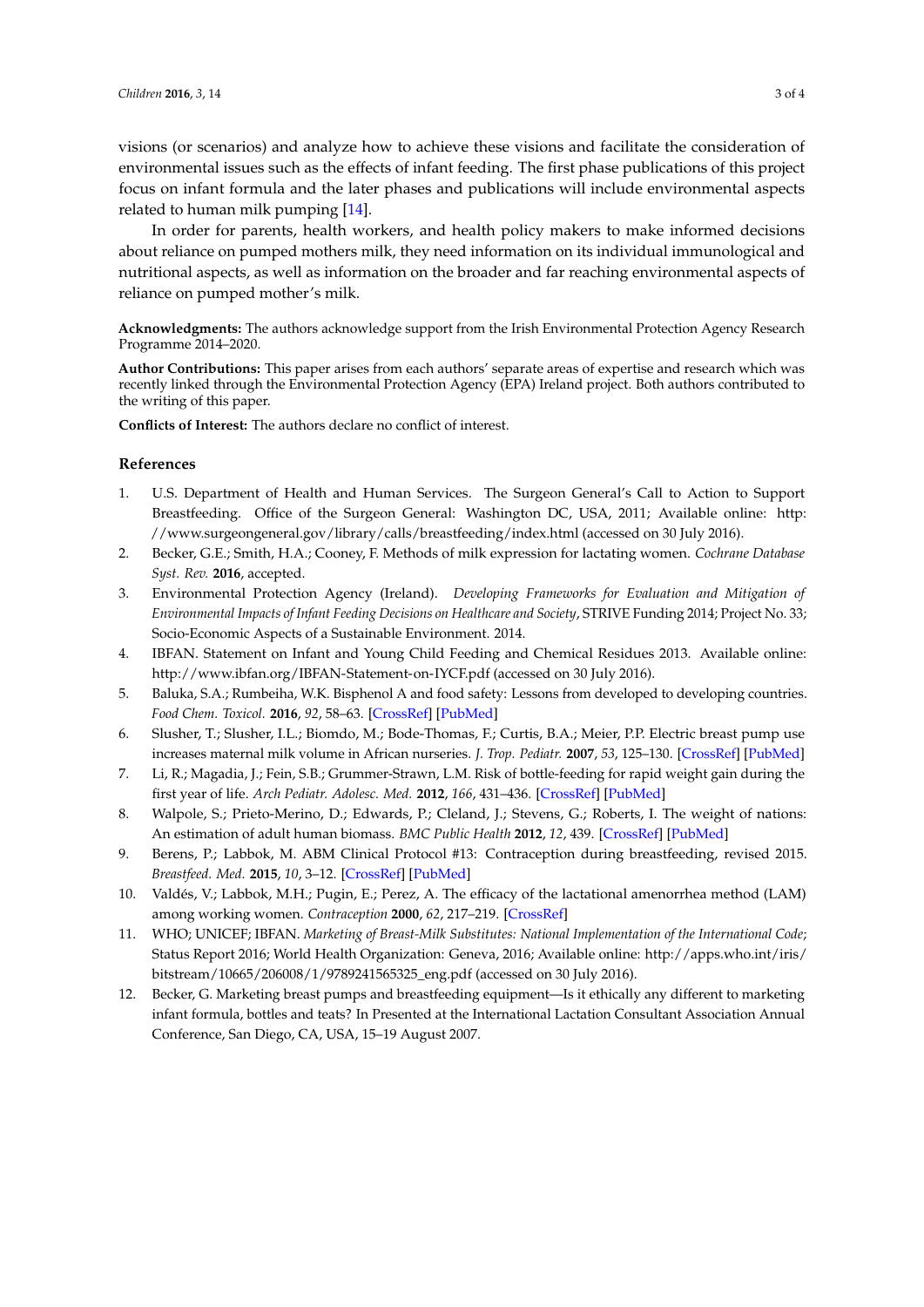visions (or scenarios) and analyze how to achieve these visions and facilitate the consideration of environmental issues such as the effects of infant feeding. The first phase publications of this project focus on infant formula and the later phases and publications will include environmental aspects related to human milk pumping [14].

In order for parents, health workers, and health policy makers to make informed decisions about reliance on pumped mothers milk, they need information on its individual immunological and nutritional aspects, as well as information on the broader and far reaching environmental aspects of reliance on pumped mother's milk.

**Acknowledgments:** The authors acknowledge support from the Irish Environmental Protection Agency Research Programme 2014–2020.

**Author Contributions:** This paper arises from each authors' separate areas of expertise and research which was recently linked through the Environmental Protection Agency (EPA) Ireland project. Both authors contributed to the writing of this paper.

**Conflicts of Interest:** The authors declare no conflict of interest.

## References

1. U.S. Department of Health and Human Services. The Surgeon General's Call to Action to Support Breastfeeding. Office of the Surgeon General: Washington DC, USA, 2011; Available online: http://www.surgeongeneral.gov/library/calls/breastfeeding/index.html (accessed on 30 July 2016).
2. Becker, G.E.; Smith, H.A.; Cooney, F. Methods of milk expression for lactating women. *Cochrane Database Syst. Rev.* **2016**, accepted.
3. Environmental Protection Agency (Ireland). *Developing Frameworks for Evaluation and Mitigation of Environmental Impacts of Infant Feeding Decisions on Healthcare and Society*, STRIVE Funding 2014; Project No. 33; Socio-Economic Aspects of a Sustainable Environment. 2014.
4. IBFAN. Statement on Infant and Young Child Feeding and Chemical Residues 2013. Available online: http://www.ibfan.org/IBFAN-Statement-on-IYCF.pdf (accessed on 30 July 2016).
5. Baluka, S.A.; Rumbeiha, W.K. Bisphenol A and food safety: Lessons from developed to developing countries. *Food Chem. Toxicol.* **2016**, *92*, 58–63. [CrossRef] [PubMed]
6. Slusher, T.; Slusher, I.L.; Biomdo, M.; Bode-Thomas, F.; Curtis, B.A.; Meier, P.P. Electric breast pump use increases maternal milk volume in African nurseries. *J. Trop. Pediatr.* **2007**, *53*, 125–130. [CrossRef] [PubMed]
7. Li, R.; Magadia, J.; Fein, S.B.; Grummer-Strawn, L.M. Risk of bottle-feeding for rapid weight gain during the first year of life. *Arch Pediatr. Adolesc. Med.* **2012**, *166*, 431–436. [CrossRef] [PubMed]
8. Walpole, S.; Prieto-Merino, D.; Edwards, P.; Cleland, J.; Stevens, G.; Roberts, I. The weight of nations: An estimation of adult human biomass. *BMC Public Health* **2012**, *12*, 439. [CrossRef] [PubMed]
9. Berens, P.; Labbok, M. ABM Clinical Protocol #13: Contraception during breastfeeding, revised 2015. *Breastfeed. Med.* **2015**, *10*, 3–12. [CrossRef] [PubMed]
10. Valdés, V.; Labbok, M.H.; Pugin, E.; Perez, A. The efficacy of the lactational amenorrhea method (LAM) among working women. *Contraception* **2000**, *62*, 217–219. [CrossRef]
11. WHO; UNICEF; IBFAN. *Marketing of Breast-Milk Substitutes: National Implementation of the International Code*; Status Report 2016; World Health Organization: Geneva, 2016; Available online: http://apps.who.int/iris/bitstream/10665/206008/1/9789241565325_eng.pdf (accessed on 30 July 2016).
12. Becker, G. Marketing breast pumps and breastfeeding equipment—Is it ethically any different to marketing infant formula, bottles and teats? In Presented at the International Lactation Consultant Association Annual Conference, San Diego, CA, USA, 15–19 August 2007.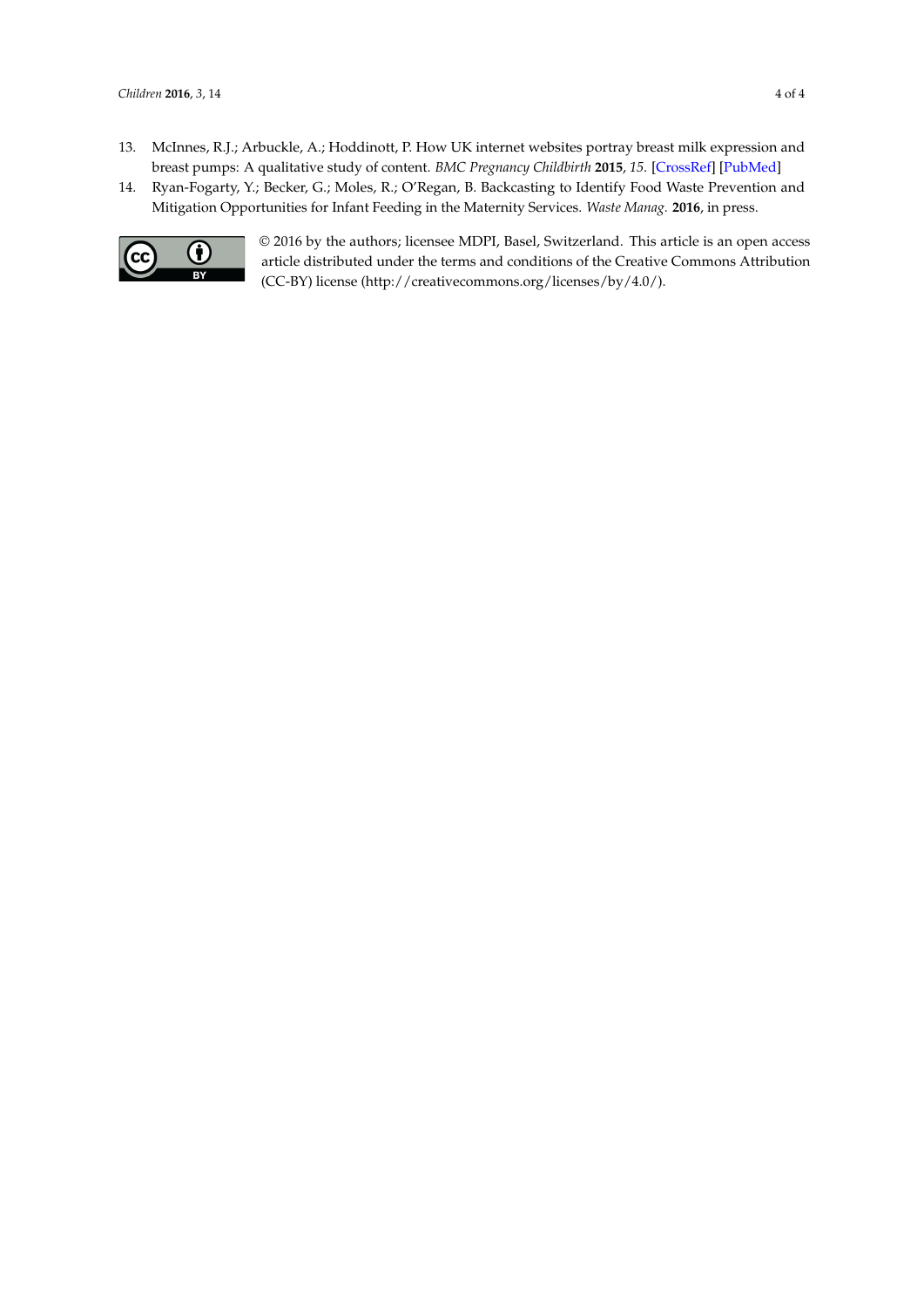13. McInnes, R.J.; Arbuckle, A.; Hoddinott, P. How UK internet websites portray breast milk expression and breast pumps: A qualitative study of content. *BMC Pregnancy Childbirth* **2015**, *15*. [CrossRef] [PubMed]
14. Ryan-Fogarty, Y.; Becker, G.; Moles, R.; O'Regan, B. Backcasting to Identify Food Waste Prevention and Mitigation Opportunities for Infant Feeding in the Maternity Services. *Waste Manag.* **2016**, in press.

© 2016 by the authors; licensee MDPI, Basel, Switzerland. This article is an open access article distributed under the terms and conditions of the Creative Commons Attribution (CC-BY) license (http://creativecommons.org/licenses/by/4.0/).